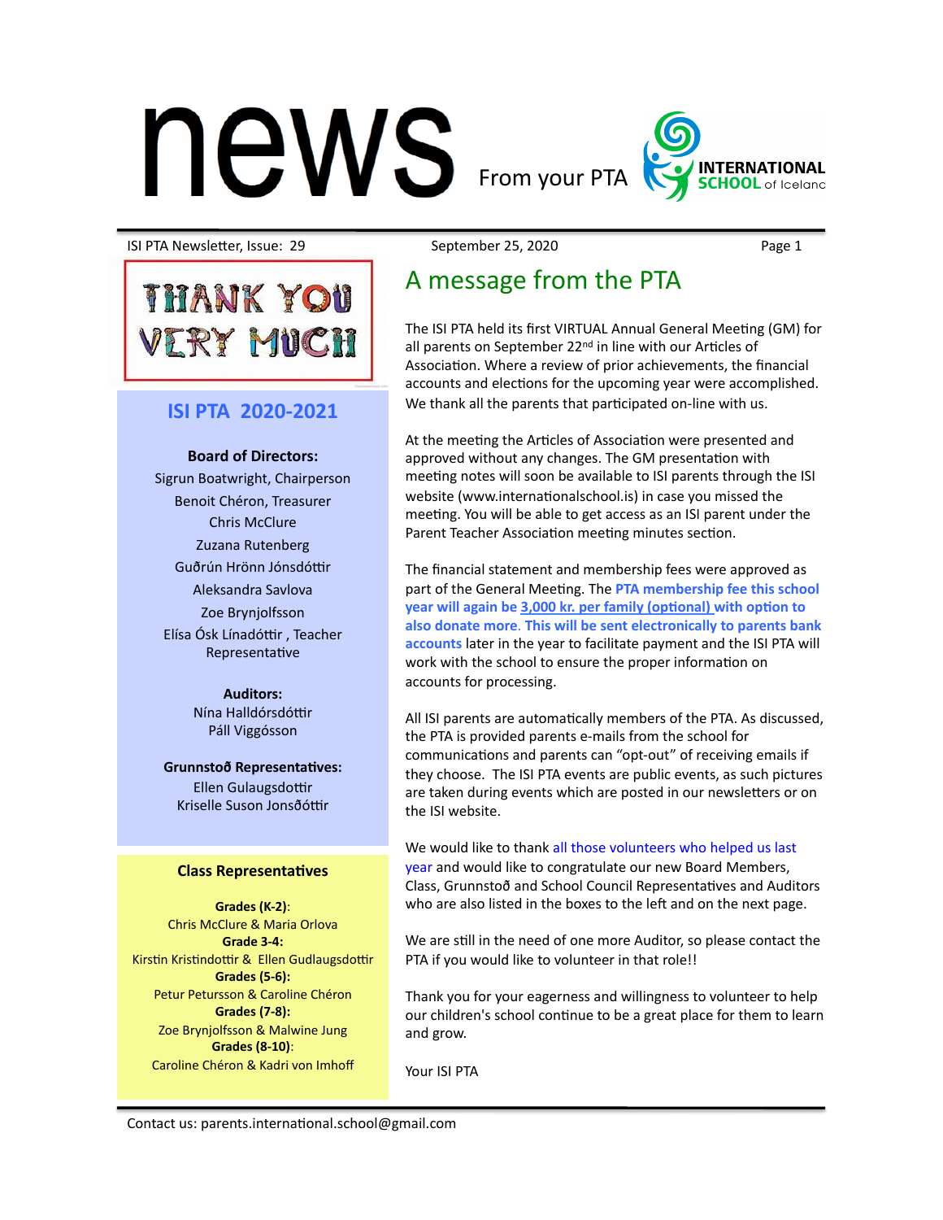# news From your PTA

ISI PTA Newsletter, Issue: 29 September 25, 2020

THANK YOU VERY MUCH

## ISI PTA 2020-2021

**Board of Directors:**

Sigrun Boatwright, Chairperson
Benoit Chéron, Treasurer
Chris McClure
Zuzana Rutenberg
Guðrún Hrönn Jónsdóttir
Aleksandra Savlova
Zoe Brynjolfsson
Elísa Ósk Línadóttir , Teacher Representative

**Auditors:**

Nína Halldórsdóttir
Páll Viggósson

**Grunnstoð Representatives:**

Ellen Gulaugsdottir
Kriselle Suson Jonsðóttir

### Class Representatives

**Grades (K-2)**:
Chris McClure & Maria Orlova
**Grade 3-4:**
Kirstin Kristindottir & Ellen Gudlaugsdottir
**Grades (5-6):**
Petur Petursson & Caroline Chéron
**Grades (7-8):**
Zoe Brynjolfsson & Malwine Jung
**Grades (8-10)**:
Caroline Chéron & Kadri von Imhoff

## A message from the PTA

The ISI PTA held its first VIRTUAL Annual General Meeting (GM) for all parents on September 22nd in line with our Articles of Association. Where a review of prior achievements, the financial accounts and elections for the upcoming year were accomplished. We thank all the parents that participated on-line with us.

At the meeting the Articles of Association were presented and approved without any changes. The GM presentation with meeting notes will soon be available to ISI parents through the ISI website (www.internationalschool.is) in case you missed the meeting. You will be able to get access as an ISI parent under the Parent Teacher Association meeting minutes section.

The financial statement and membership fees were approved as part of the General Meeting. The **PTA membership fee this school year will again be 3,000 kr. per family (optional) with option to also donate more. This will be sent electronically to parents bank accounts** later in the year to facilitate payment and the ISI PTA will work with the school to ensure the proper information on accounts for processing.

All ISI parents are automatically members of the PTA. As discussed, the PTA is provided parents e-mails from the school for communications and parents can "opt-out" of receiving emails if they choose. The ISI PTA events are public events, as such pictures are taken during events which are posted in our newsletters or on the ISI website.

We would like to thank all those volunteers who helped us last year and would like to congratulate our new Board Members, Class, Grunnstoð and School Council Representatives and Auditors who are also listed in the boxes to the left and on the next page.

We are still in the need of one more Auditor, so please contact the PTA if you would like to volunteer in that role!!

Thank you for your eagerness and willingness to volunteer to help our children's school continue to be a great place for them to learn and grow.

Your ISI PTA

Contact us: parents.international.school@gmail.com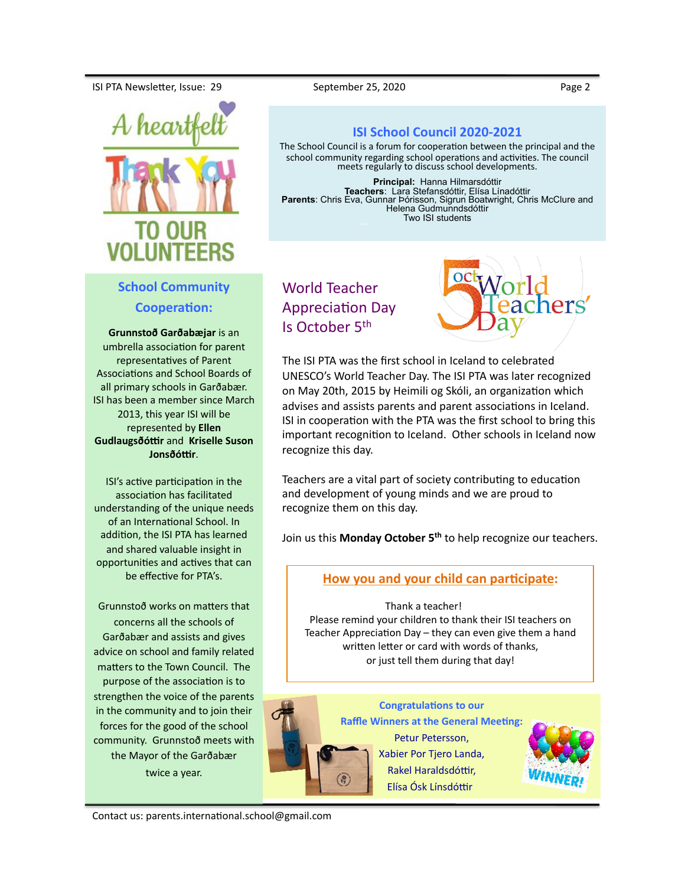A heartfelt Thank You TO OUR VOLUNTEERS

## School Community Cooperation:

**Grunnstoð Garðabæjar** is an umbrella association for parent representatives of Parent Associations and School Boards of all primary schools in Garðabær. ISI has been a member since March 2013, this year ISI will be represented by **Ellen Gudlaugsðóttir** and **Kriselle Suson Jonsðóttir**.

ISI's active participation in the association has facilitated understanding of the unique needs of an International School. In addition, the ISI PTA has learned and shared valuable insight in opportunities and actives that can be effective for PTA's.

Grunnstoð works on matters that concerns all the schools of Garðabær and assists and gives advice on school and family related matters to the Town Council. The purpose of the association is to strengthen the voice of the parents in the community and to join their forces for the good of the school community. Grunnstoð meets with the Mayor of the Garðabær twice a year.

## ISI School Council 2020-2021

The School Council is a forum for cooperation between the principal and the school community regarding school operations and activities. The council meets regularly to discuss school developments.

**Principal:** Hanna Hilmarsdóttir
**Teachers**: Lara Stefansdóttir, Elísa Línadóttir
**Parents**: Chris Eva, Gunnar Þórisson, Sigrun Boatwright, Chris McClure and Helena Gudmunndsdóttir
Two ISI students

## World Teacher Appreciation Day Is October 5th

5 oct World Teachers' Day

The ISI PTA was the first school in Iceland to celebrated UNESCO's World Teacher Day. The ISI PTA was later recognized on May 20th, 2015 by Heimili og Skóli, an organization which advises and assists parents and parent associations in Iceland. ISI in cooperation with the PTA was the first school to bring this important recognition to Iceland. Other schools in Iceland now recognize this day.

Teachers are a vital part of society contributing to education and development of young minds and we are proud to recognize them on this day.

Join us this **Monday October 5th** to help recognize our teachers.

### How you and your child can participate:

Thank a teacher!
Please remind your children to thank their ISI teachers on Teacher Appreciation Day – they can even give them a hand written letter or card with words of thanks, or just tell them during that day!

**Congratulations to our Raffle Winners at the General Meeting:**

Petur Petersson,
Xabier Por Tjero Landa,
Rakel Haraldsdóttir,
Elísa Ósk Línsdóttir

WINNER!

Contact us: parents.international.school@gmail.com